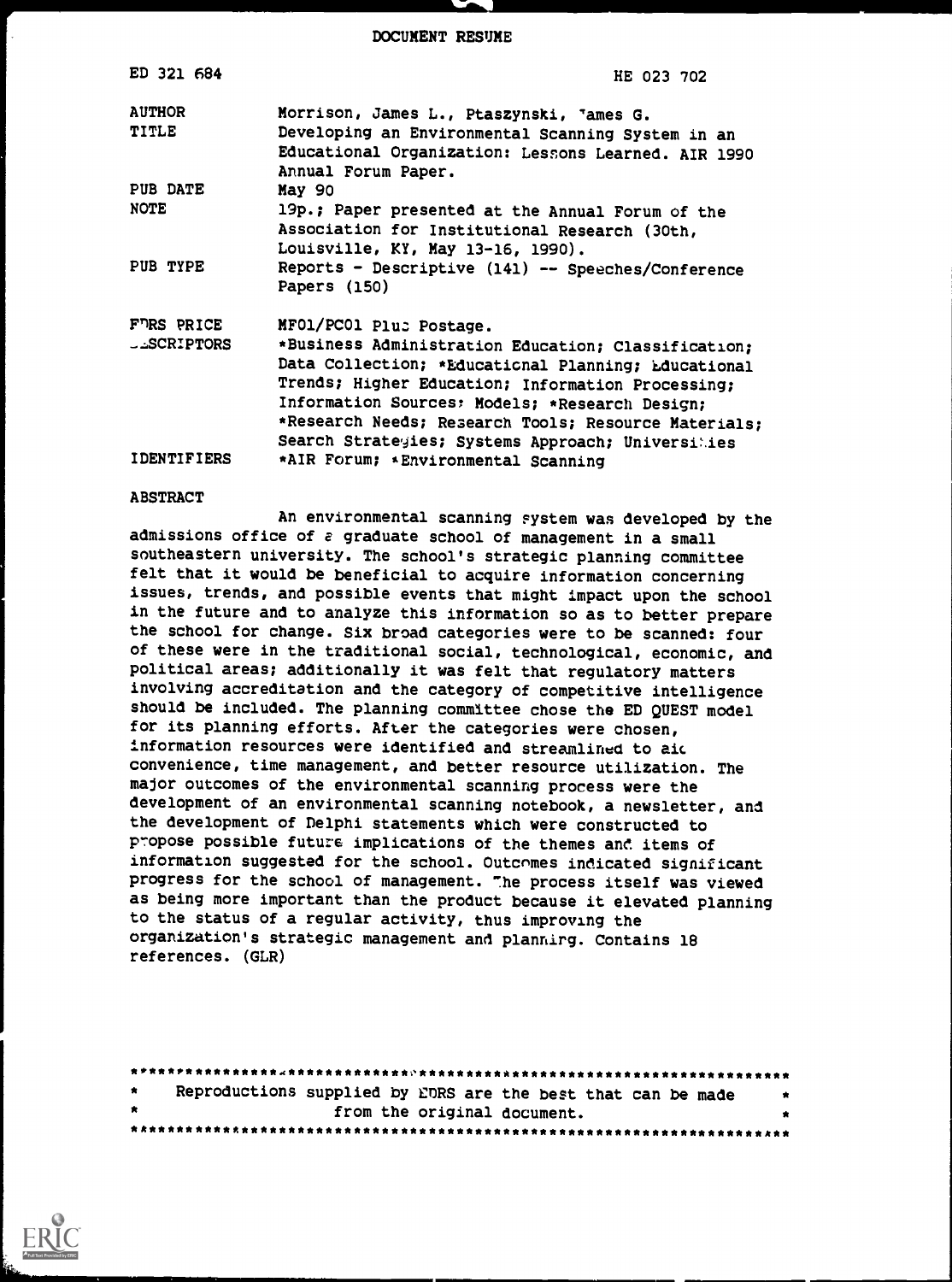DOCUMENT RESUME

| | |
|---|---|
| ED 321 684 | HE 023 702 |
| AUTHOR | Morrison, James L., Ptaszynski, 'ames G. |
| TITLE | Developing an Environmental Scanning System in an Educational Organization: Lessons Learned. AIR 1990 Annual Forum Paper. |
| PUB DATE | May 90 |
| NOTE | 19p.; Paper presented at the Annual Forum of the Association for Institutional Research (30th, Louisville, KY, May 13-16, 1990). |
| PUB TYPE | Reports - Descriptive (141) -- Speeches/Conference Papers (150) |
| EDRS PRICE | MF01/PC01 Plus Postage. |
| DESCRIPTORS | *Business Administration Education; Classification; Data Collection; *Educational Planning; Educational Trends; Higher Education; Information Processing; Information Sources; Models; *Research Design; *Research Needs; Research Tools; Resource Materials; Search Strategies; Systems Approach; Universities |
| IDENTIFIERS | *AIR Forum; *Environmental Scanning |

ABSTRACT

An environmental scanning system was developed by the admissions office of a graduate school of management in a small southeastern university. The school's strategic planning committee felt that it would be beneficial to acquire information concerning issues, trends, and possible events that might impact upon the school in the future and to analyze this information so as to better prepare the school for change. Six broad categories were to be scanned: four of these were in the traditional social, technological, economic, and political areas; additionally it was felt that regulatory matters involving accreditation and the category of competitive intelligence should be included. The planning committee chose the ED QUEST model for its planning efforts. After the categories were chosen, information resources were identified and streamlined to aid convenience, time management, and better resource utilization. The major outcomes of the environmental scanning process were the development of an environmental scanning notebook, a newsletter, and the development of Delphi statements which were constructed to propose possible future implications of the themes and items of information suggested for the school. Outcomes indicated significant progress for the school of management. The process itself was viewed as being more important than the product because it elevated planning to the status of a regular activity, thus improving the organization's strategic management and planning. Contains 18 references. (GLR)

***********************************************************************

\* Reproductions supplied by EDRS are the best that can be made \*
\* from the original document. \*

***********************************************************************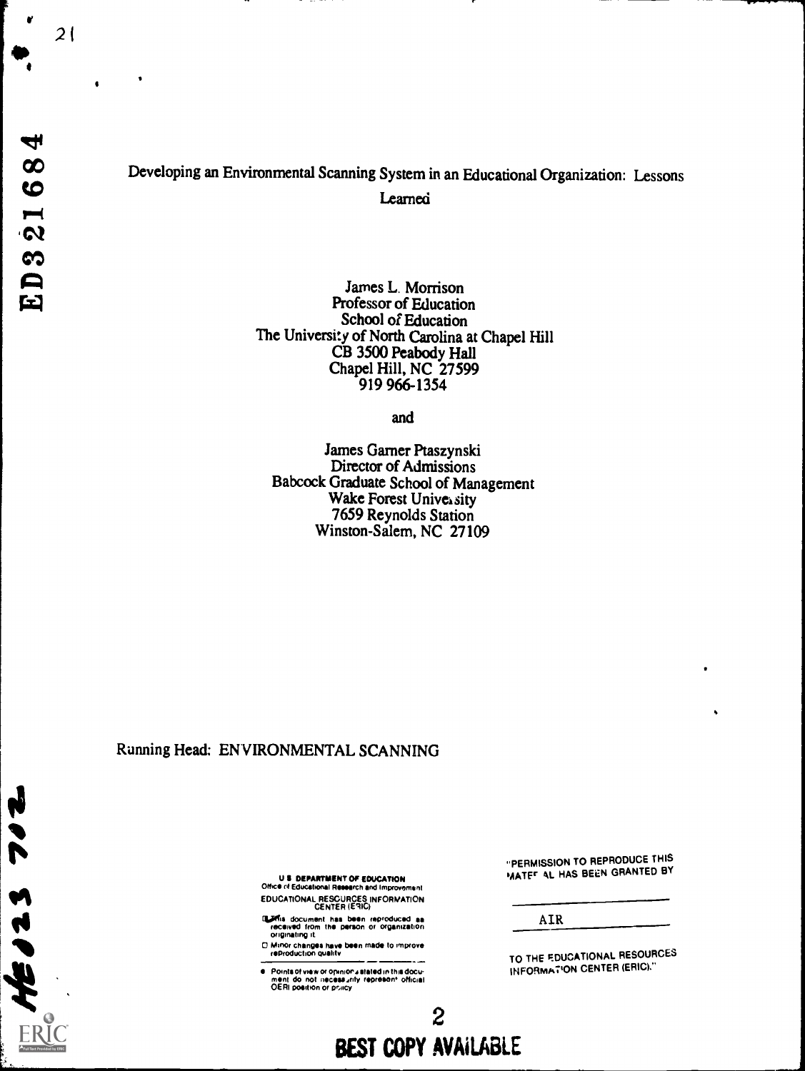# Developing an Environmental Scanning System in an Educational Organization: Lessons Learned

James L. Morrison
Professor of Education
School of Education
The University of North Carolina at Chapel Hill
CB 3500 Peabody Hall
Chapel Hill, NC 27599
919 966-1354

and

James Garner Ptaszynski
Director of Admissions
Babcock Graduate School of Management
Wake Forest University
7659 Reynolds Station
Winston-Salem, NC 27109

Running Head: ENVIRONMENTAL SCANNING

U.S. DEPARTMENT OF EDUCATION
Office of Educational Research and Improvement
EDUCATIONAL RESOURCES INFORMATION CENTER (ERIC)

- This document has been reproduced as received from the person or organization originating it.
- Minor changes have been made to improve reproduction quality.
- Points of view or opinions stated in this document do not necessarily represent official OERI position or policy.

"PERMISSION TO REPRODUCE THIS MATERIAL HAS BEEN GRANTED BY

AIR

TO THE EDUCATIONAL RESOURCES INFORMATION CENTER (ERIC)."

BEST COPY AVAILABLE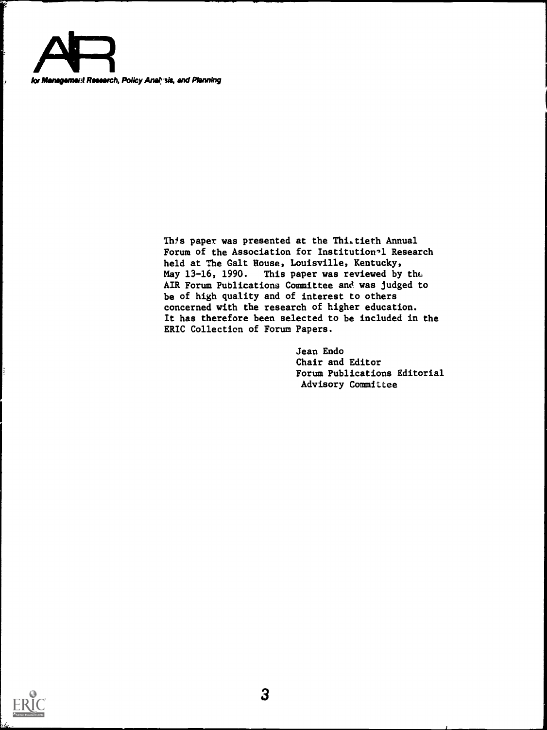AIR

for Management Research, Policy Analysis, and Planning

This paper was presented at the Thirtieth Annual Forum of the Association for Institutional Research held at The Galt House, Louisville, Kentucky, May 13-16, 1990. This paper was reviewed by the AIR Forum Publications Committee and was judged to be of high quality and of interest to others concerned with the research of higher education. It has therefore been selected to be included in the ERIC Collection of Forum Papers.

Jean Endo
Chair and Editor
Forum Publications Editorial
Advisory Committee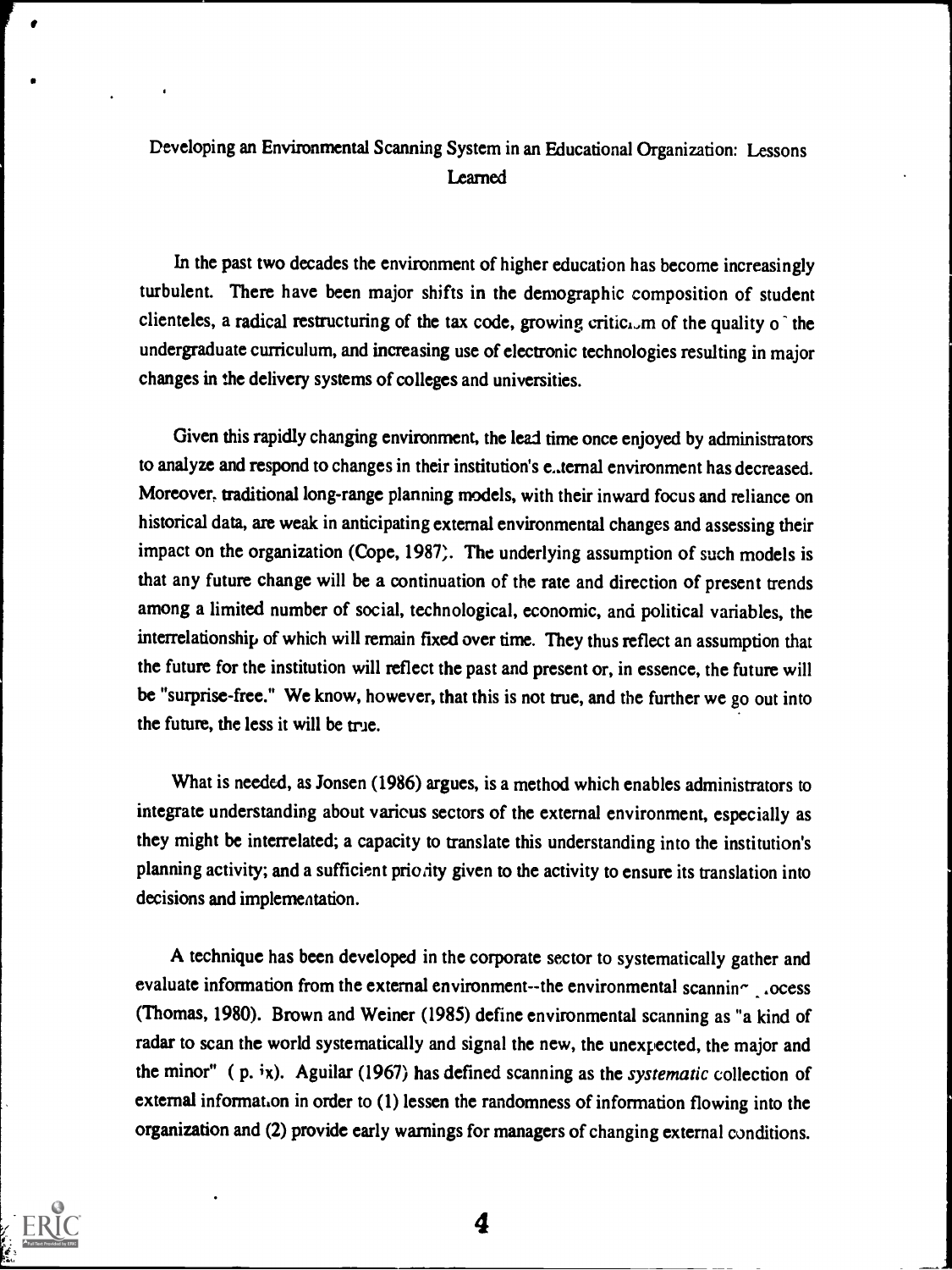# Developing an Environmental Scanning System in an Educational Organization: Lessons Learned

In the past two decades the environment of higher education has become increasingly turbulent. There have been major shifts in the demographic composition of student clienteles, a radical restructuring of the tax code, growing criticism of the quality of the undergraduate curriculum, and increasing use of electronic technologies resulting in major changes in the delivery systems of colleges and universities.

Given this rapidly changing environment, the lead time once enjoyed by administrators to analyze and respond to changes in their institution's external environment has decreased. Moreover, traditional long-range planning models, with their inward focus and reliance on historical data, are weak in anticipating external environmental changes and assessing their impact on the organization (Cope, 1987). The underlying assumption of such models is that any future change will be a continuation of the rate and direction of present trends among a limited number of social, technological, economic, and political variables, the interrelationship of which will remain fixed over time. They thus reflect an assumption that the future for the institution will reflect the past and present or, in essence, the future will be "surprise-free." We know, however, that this is not true, and the further we go out into the future, the less it will be true.

What is needed, as Jonsen (1986) argues, is a method which enables administrators to integrate understanding about various sectors of the external environment, especially as they might be interrelated; a capacity to translate this understanding into the institution's planning activity; and a sufficient priority given to the activity to ensure its translation into decisions and implementation.

A technique has been developed in the corporate sector to systematically gather and evaluate information from the external environment--the environmental scanning process (Thomas, 1980). Brown and Weiner (1985) define environmental scanning as "a kind of radar to scan the world systematically and signal the new, the unexpected, the major and the minor" ( p. ix). Aguilar (1967) has defined scanning as the *systematic* collection of external information in order to (1) lessen the randomness of information flowing into the organization and (2) provide early warnings for managers of changing external conditions.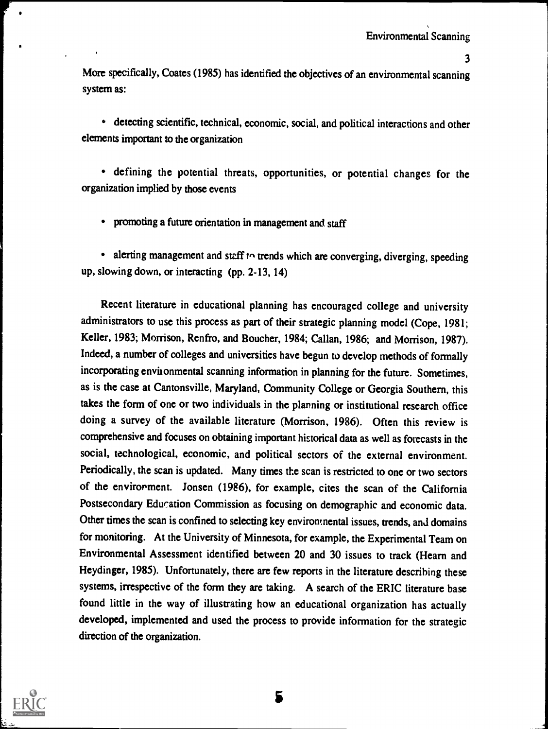More specifically, Coates (1985) has identified the objectives of an environmental scanning system as:

- detecting scientific, technical, economic, social, and political interactions and other elements important to the organization

- defining the potential threats, opportunities, or potential changes for the organization implied by those events

- promoting a future orientation in management and staff

- alerting management and staff to trends which are converging, diverging, speeding up, slowing down, or interacting (pp. 2-13, 14)

Recent literature in educational planning has encouraged college and university administrators to use this process as part of their strategic planning model (Cope, 1981; Keller, 1983; Morrison, Renfro, and Boucher, 1984; Callan, 1986; and Morrison, 1987). Indeed, a number of colleges and universities have begun to develop methods of formally incorporating environmental scanning information in planning for the future. Sometimes, as is the case at Cantonsville, Maryland, Community College or Georgia Southern, this takes the form of one or two individuals in the planning or institutional research office doing a survey of the available literature (Morrison, 1986). Often this review is comprehensive and focuses on obtaining important historical data as well as forecasts in the social, technological, economic, and political sectors of the external environment. Periodically, the scan is updated. Many times the scan is restricted to one or two sectors of the environment. Jonsen (1986), for example, cites the scan of the California Postsecondary Education Commission as focusing on demographic and economic data. Other times the scan is confined to selecting key environmental issues, trends, and domains for monitoring. At the University of Minnesota, for example, the Experimental Team on Environmental Assessment identified between 20 and 30 issues to track (Hearn and Heydinger, 1985). Unfortunately, there are few reports in the literature describing these systems, irrespective of the form they are taking. A search of the ERIC literature base found little in the way of illustrating how an educational organization has actually developed, implemented and used the process to provide information for the strategic direction of the organization.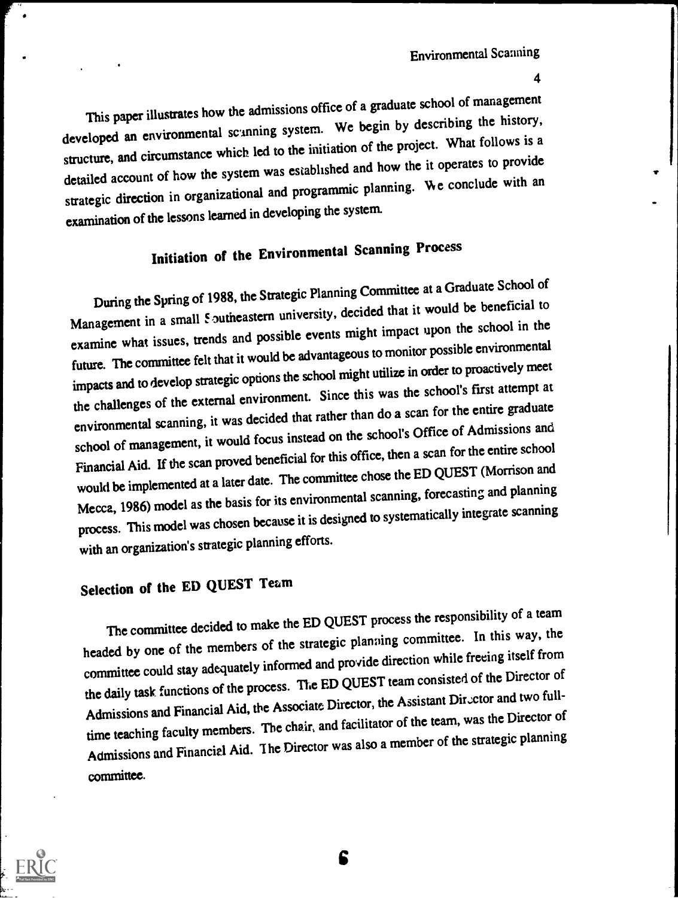This paper illustrates how the admissions office of a graduate school of management developed an environmental scanning system. We begin by describing the history, structure, and circumstance which led to the initiation of the project. What follows is a detailed account of how the system was established and how the it operates to provide strategic direction in organizational and programmic planning. We conclude with an examination of the lessons learned in developing the system.

## Initiation of the Environmental Scanning Process

During the Spring of 1988, the Strategic Planning Committee at a Graduate School of Management in a small Southeastern university, decided that it would be beneficial to examine what issues, trends and possible events might impact upon the school in the future. The committee felt that it would be advantageous to monitor possible environmental impacts and to develop strategic options the school might utilize in order to proactively meet the challenges of the external environment. Since this was the school's first attempt at environmental scanning, it was decided that rather than do a scan for the entire graduate school of management, it would focus instead on the school's Office of Admissions and Financial Aid. If the scan proved beneficial for this office, then a scan for the entire school would be implemented at a later date. The committee chose the ED QUEST (Morrison and Mecca, 1986) model as the basis for its environmental scanning, forecasting and planning process. This model was chosen because it is designed to systematically integrate scanning with an organization's strategic planning efforts.

### Selection of the ED QUEST Team

The committee decided to make the ED QUEST process the responsibility of a team headed by one of the members of the strategic planning committee. In this way, the committee could stay adequately informed and provide direction while freeing itself from the daily task functions of the process. The ED QUEST team consisted of the Director of Admissions and Financial Aid, the Associate Director, the Assistant Director and two full-time teaching faculty members. The chair, and facilitator of the team, was the Director of Admissions and Financial Aid. The Director was also a member of the strategic planning committee.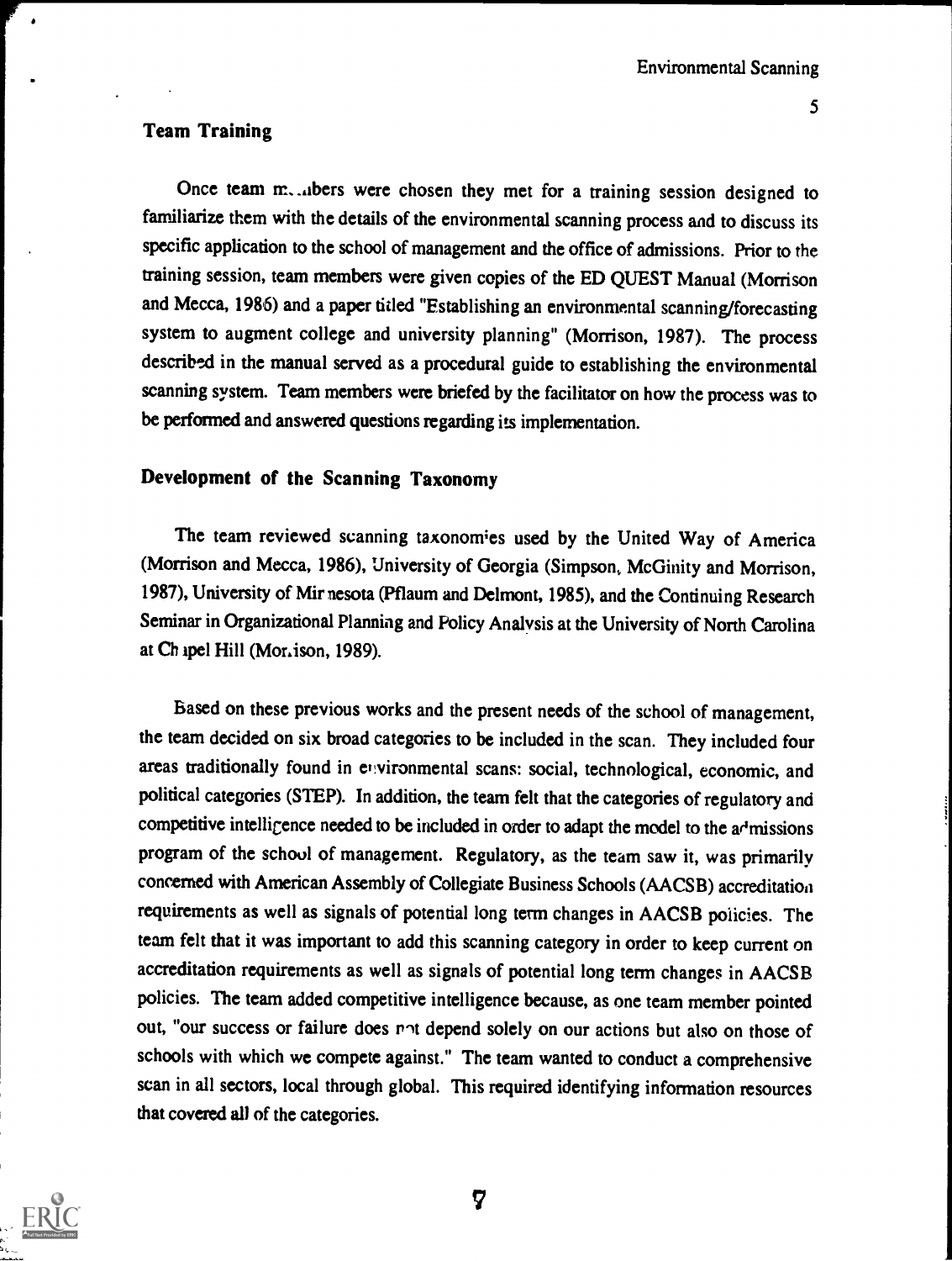## Team Training

Once team members were chosen they met for a training session designed to familiarize them with the details of the environmental scanning process and to discuss its specific application to the school of management and the office of admissions. Prior to the training session, team members were given copies of the ED QUEST Manual (Morrison and Mecca, 1986) and a paper titled "Establishing an environmental scanning/forecasting system to augment college and university planning" (Morrison, 1987). The process described in the manual served as a procedural guide to establishing the environmental scanning system. Team members were briefed by the facilitator on how the process was to be performed and answered questions regarding its implementation.

## Development of the Scanning Taxonomy

The team reviewed scanning taxonomies used by the United Way of America (Morrison and Mecca, 1986), University of Georgia (Simpson, McGinity and Morrison, 1987), University of Minnesota (Pflaum and Delmont, 1985), and the Continuing Research Seminar in Organizational Planning and Policy Analysis at the University of North Carolina at Chapel Hill (Morrison, 1989).

Based on these previous works and the present needs of the school of management, the team decided on six broad categories to be included in the scan. They included four areas traditionally found in environmental scans: social, technological, economic, and political categories (STEP). In addition, the team felt that the categories of regulatory and competitive intelligence needed to be included in order to adapt the model to the admissions program of the school of management. Regulatory, as the team saw it, was primarily concerned with American Assembly of Collegiate Business Schools (AACSB) accreditation requirements as well as signals of potential long term changes in AACSB policies. The team felt that it was important to add this scanning category in order to keep current on accreditation requirements as well as signals of potential long term changes in AACSB policies. The team added competitive intelligence because, as one team member pointed out, "our success or failure does not depend solely on our actions but also on those of schools with which we compete against." The team wanted to conduct a comprehensive scan in all sectors, local through global. This required identifying information resources that covered all of the categories.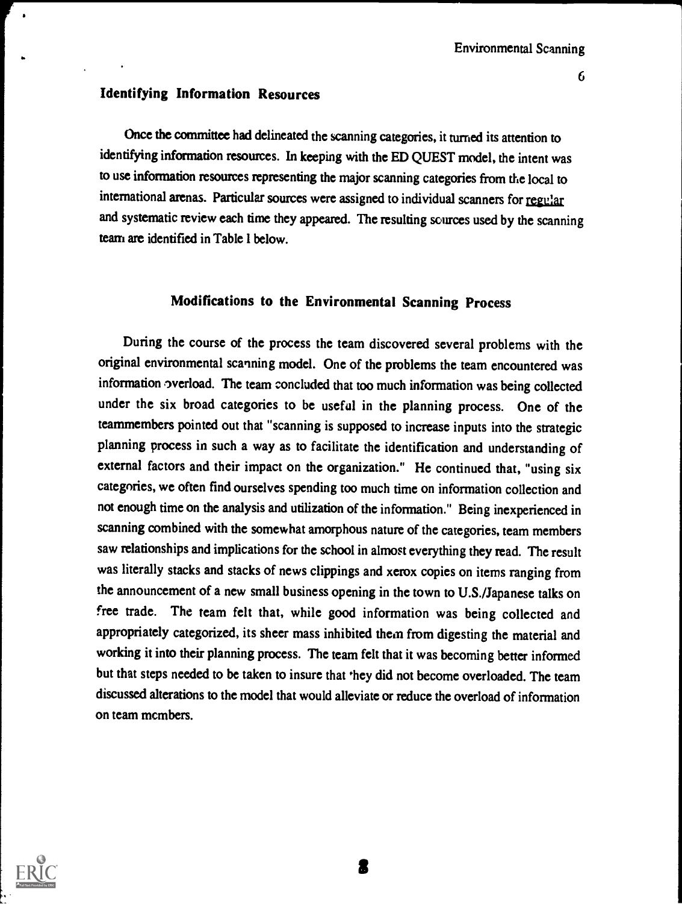## Identifying Information Resources

Once the committee had delineated the scanning categories, it turned its attention to identifying information resources. In keeping with the ED QUEST model, the intent was to use information resources representing the major scanning categories from the local to international arenas. Particular sources were assigned to individual scanners for regular and systematic review each time they appeared. The resulting sources used by the scanning team are identified in Table 1 below.

## Modifications to the Environmental Scanning Process

During the course of the process the team discovered several problems with the original environmental scanning model. One of the problems the team encountered was information overload. The team concluded that too much information was being collected under the six broad categories to be useful in the planning process. One of the teammembers pointed out that "scanning is supposed to increase inputs into the strategic planning process in such a way as to facilitate the identification and understanding of external factors and their impact on the organization." He continued that, "using six categories, we often find ourselves spending too much time on information collection and not enough time on the analysis and utilization of the information." Being inexperienced in scanning combined with the somewhat amorphous nature of the categories, team members saw relationships and implications for the school in almost everything they read. The result was literally stacks and stacks of news clippings and xerox copies on items ranging from the announcement of a new small business opening in the town to U.S./Japanese talks on free trade. The team felt that, while good information was being collected and appropriately categorized, its sheer mass inhibited them from digesting the material and working it into their planning process. The team felt that it was becoming better informed but that steps needed to be taken to insure that they did not become overloaded. The team discussed alterations to the model that would alleviate or reduce the overload of information on team members.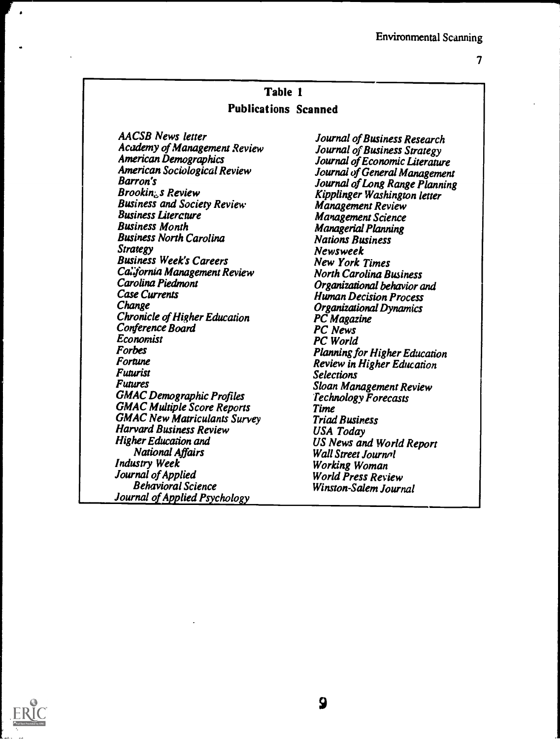## Table 1

### Publications Scanned

*AACSB News letter*
*Academy of Management Review*
*American Demographics*
*American Sociological Review*
*Barron's*
*Brookings Review*
*Business and Society Review*
*Business Literature*
*Business Month*
*Business North Carolina*
*Strategy*
*Business Week's Careers*
*California Management Review*
*Carolina Piedmont*
*Case Currents*
*Change*
*Chronicle of Higher Education*
*Conference Board*
*Economist*
*Forbes*
*Fortune*
*Futurist*
*Futures*
*GMAC Demographic Profiles*
*GMAC Multiple Score Reports*
*GMAC New Matriculants Survey*
*Harvard Business Review*
*Higher Education and National Affairs*
*Industry Week*
*Journal of Applied Behavioral Science*
*Journal of Applied Psychology*
*Journal of Business Research*
*Journal of Business Strategy*
*Journal of Economic Literature*
*Journal of General Management*
*Journal of Long Range Planning*
*Kipplinger Washington letter*
*Management Review*
*Management Science*
*Managerial Planning*
*Nations Business*
*Newsweek*
*New York Times*
*North Carolina Business*
*Organizational behavior and Human Decision Process*
*Organizational Dynamics*
*PC Magazine*
*PC News*
*PC World*
*Planning for Higher Education*
*Review in Higher Education*
*Selections*
*Sloan Management Review*
*Technology Forecasts*
*Time*
*Triad Business*
*USA Today*
*US News and World Report*
*Wall Street Journal*
*Working Woman*
*World Press Review*
*Winston-Salem Journal*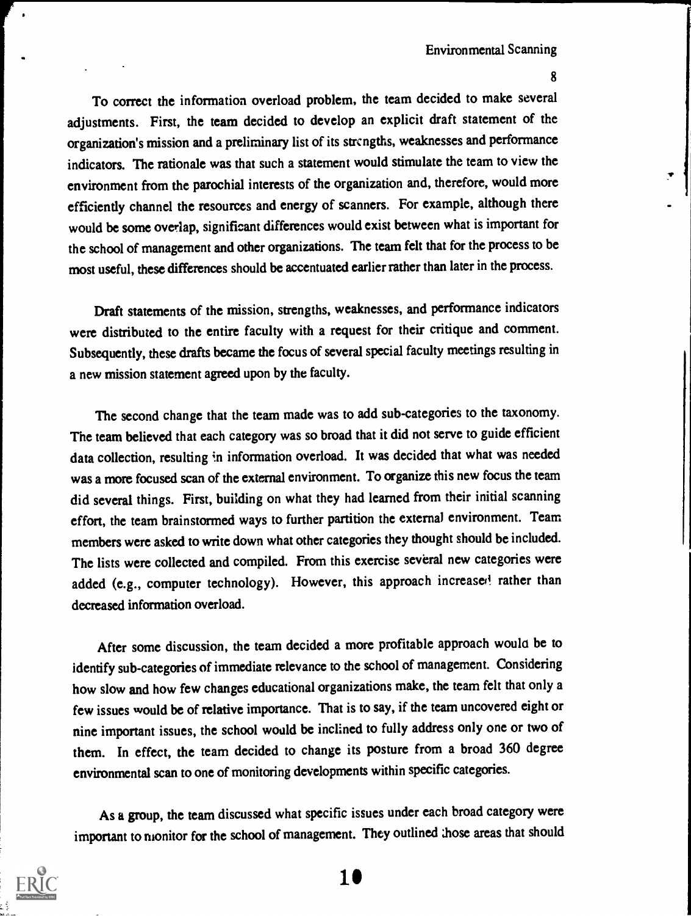To correct the information overload problem, the team decided to make several adjustments. First, the team decided to develop an explicit draft statement of the organization's mission and a preliminary list of its strengths, weaknesses and performance indicators. The rationale was that such a statement would stimulate the team to view the environment from the parochial interests of the organization and, therefore, would more efficiently channel the resources and energy of scanners. For example, although there would be some overlap, significant differences would exist between what is important for the school of management and other organizations. The team felt that for the process to be most useful, these differences should be accentuated earlier rather than later in the process.

Draft statements of the mission, strengths, weaknesses, and performance indicators were distributed to the entire faculty with a request for their critique and comment. Subsequently, these drafts became the focus of several special faculty meetings resulting in a new mission statement agreed upon by the faculty.

The second change that the team made was to add sub-categories to the taxonomy. The team believed that each category was so broad that it did not serve to guide efficient data collection, resulting in information overload. It was decided that what was needed was a more focused scan of the external environment. To organize this new focus the team did several things. First, building on what they had learned from their initial scanning effort, the team brainstormed ways to further partition the external environment. Team members were asked to write down what other categories they thought should be included. The lists were collected and compiled. From this exercise several new categories were added (e.g., computer technology). However, this approach increased rather than decreased information overload.

After some discussion, the team decided a more profitable approach would be to identify sub-categories of immediate relevance to the school of management. Considering how slow and how few changes educational organizations make, the team felt that only a few issues would be of relative importance. That is to say, if the team uncovered eight or nine important issues, the school would be inclined to fully address only one or two of them. In effect, the team decided to change its posture from a broad 360 degree environmental scan to one of monitoring developments within specific categories.

As a group, the team discussed what specific issues under each broad category were important to monitor for the school of management. They outlined those areas that should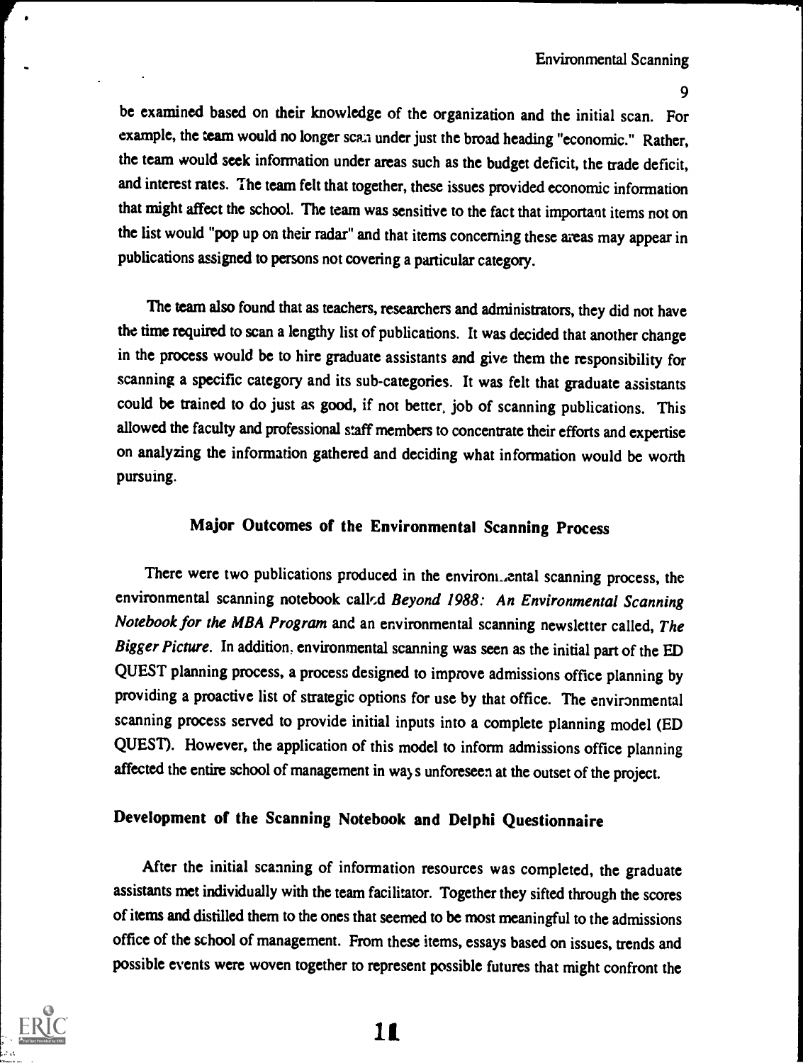be examined based on their knowledge of the organization and the initial scan. For example, the team would no longer scan under just the broad heading "economic." Rather, the team would seek information under areas such as the budget deficit, the trade deficit, and interest rates. The team felt that together, these issues provided economic information that might affect the school. The team was sensitive to the fact that important items not on the list would "pop up on their radar" and that items concerning these areas may appear in publications assigned to persons not covering a particular category.

The team also found that as teachers, researchers and administrators, they did not have the time required to scan a lengthy list of publications. It was decided that another change in the process would be to hire graduate assistants and give them the responsibility for scanning a specific category and its sub-categories. It was felt that graduate assistants could be trained to do just as good, if not better, job of scanning publications. This allowed the faculty and professional staff members to concentrate their efforts and expertise on analyzing the information gathered and deciding what information would be worth pursuing.

## Major Outcomes of the Environmental Scanning Process

There were two publications produced in the environmental scanning process, the environmental scanning notebook called *Beyond 1988: An Environmental Scanning Notebook for the MBA Program* and an environmental scanning newsletter called, *The Bigger Picture*. In addition, environmental scanning was seen as the initial part of the ED QUEST planning process, a process designed to improve admissions office planning by providing a proactive list of strategic options for use by that office. The environmental scanning process served to provide initial inputs into a complete planning model (ED QUEST). However, the application of this model to inform admissions office planning affected the entire school of management in ways unforeseen at the outset of the project.

### Development of the Scanning Notebook and Delphi Questionnaire

After the initial scanning of information resources was completed, the graduate assistants met individually with the team facilitator. Together they sifted through the scores of items and distilled them to the ones that seemed to be most meaningful to the admissions office of the school of management. From these items, essays based on issues, trends and possible events were woven together to represent possible futures that might confront the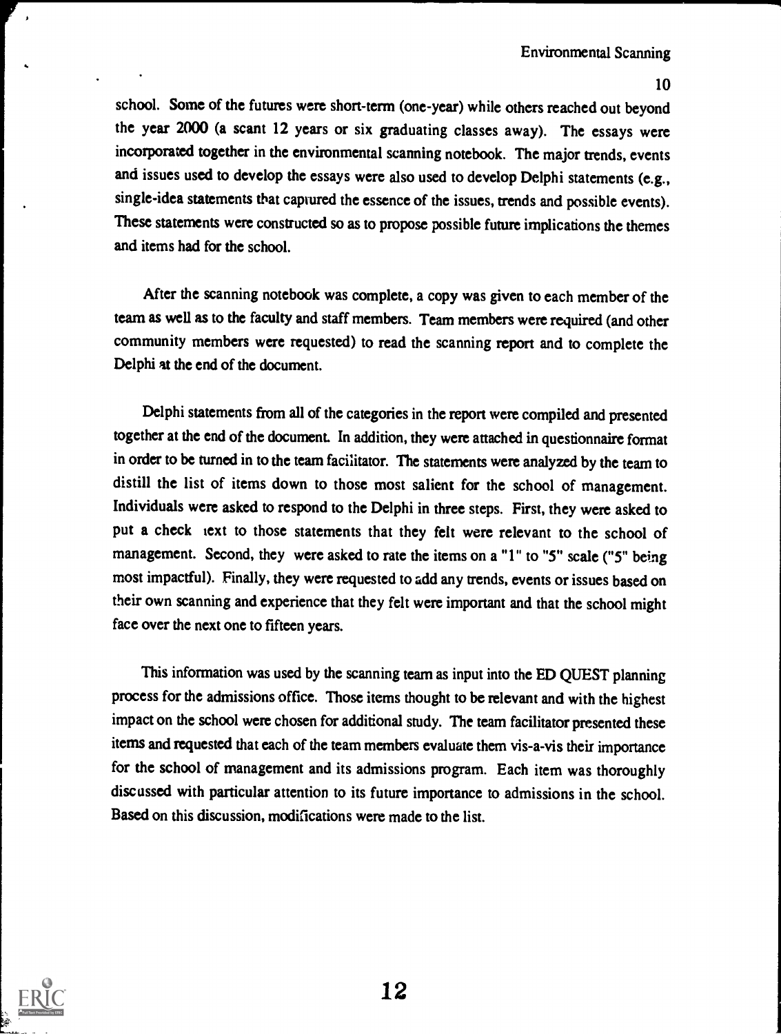school. Some of the futures were short-term (one-year) while others reached out beyond the year 2000 (a scant 12 years or six graduating classes away). The essays were incorporated together in the environmental scanning notebook. The major trends, events and issues used to develop the essays were also used to develop Delphi statements (e.g., single-idea statements that captured the essence of the issues, trends and possible events). These statements were constructed so as to propose possible future implications the themes and items had for the school.

After the scanning notebook was complete, a copy was given to each member of the team as well as to the faculty and staff members. Team members were required (and other community members were requested) to read the scanning report and to complete the Delphi at the end of the document.

Delphi statements from all of the categories in the report were compiled and presented together at the end of the document. In addition, they were attached in questionnaire format in order to be turned in to the team facilitator. The statements were analyzed by the team to distill the list of items down to those most salient for the school of management. Individuals were asked to respond to the Delphi in three steps. First, they were asked to put a check next to those statements that they felt were relevant to the school of management. Second, they were asked to rate the items on a "1" to "5" scale ("5" being most impactful). Finally, they were requested to add any trends, events or issues based on their own scanning and experience that they felt were important and that the school might face over the next one to fifteen years.

This information was used by the scanning team as input into the ED QUEST planning process for the admissions office. Those items thought to be relevant and with the highest impact on the school were chosen for additional study. The team facilitator presented these items and requested that each of the team members evaluate them vis-a-vis their importance for the school of management and its admissions program. Each item was thoroughly discussed with particular attention to its future importance to admissions in the school. Based on this discussion, modifications were made to the list.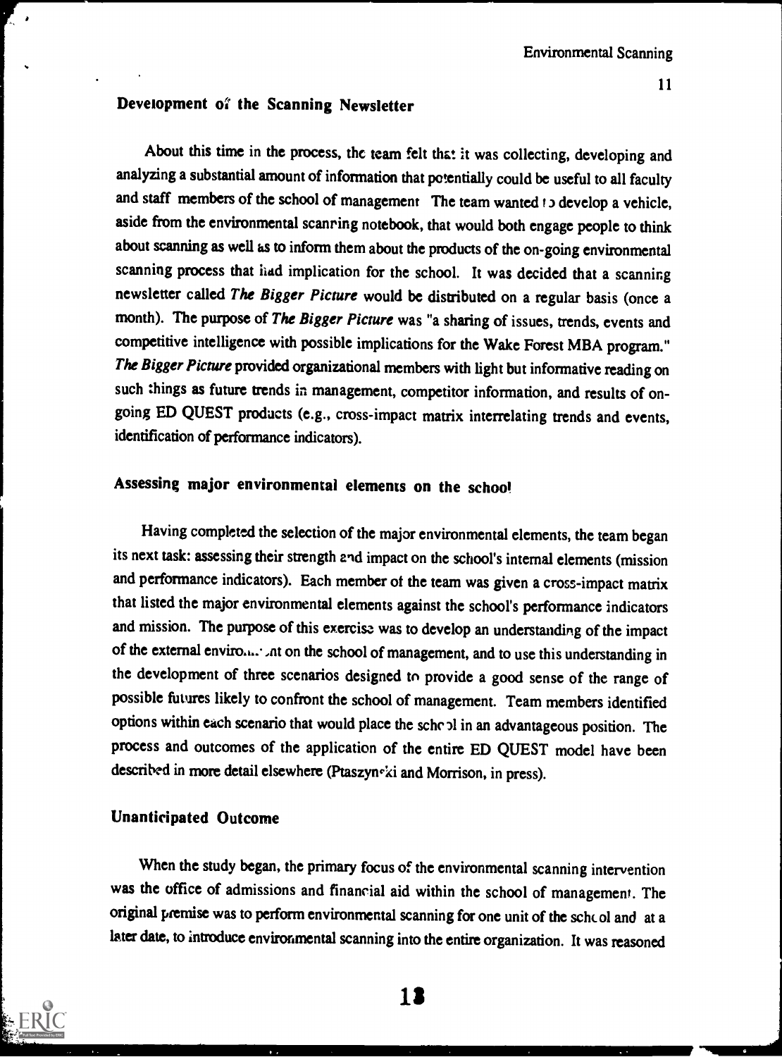### Development of the Scanning Newsletter

About this time in the process, the team felt that it was collecting, developing and analyzing a substantial amount of information that potentially could be useful to all faculty and staff members of the school of management. The team wanted to develop a vehicle, aside from the environmental scanning notebook, that would both engage people to think about scanning as well as to inform them about the products of the on-going environmental scanning process that had implication for the school. It was decided that a scanning newsletter called *The Bigger Picture* would be distributed on a regular basis (once a month). The purpose of *The Bigger Picture* was "a sharing of issues, trends, events and competitive intelligence with possible implications for the Wake Forest MBA program." *The Bigger Picture* provided organizational members with light but informative reading on such things as future trends in management, competitor information, and results of on-going ED QUEST products (e.g., cross-impact matrix interrelating trends and events, identification of performance indicators).

### Assessing major environmental elements on the school

Having completed the selection of the major environmental elements, the team began its next task: assessing their strength and impact on the school's internal elements (mission and performance indicators). Each member of the team was given a cross-impact matrix that listed the major environmental elements against the school's performance indicators and mission. The purpose of this exercise was to develop an understanding of the impact of the external environment on the school of management, and to use this understanding in the development of three scenarios designed to provide a good sense of the range of possible futures likely to confront the school of management. Team members identified options within each scenario that would place the school in an advantageous position. The process and outcomes of the application of the entire ED QUEST model have been described in more detail elsewhere (Ptaszynski and Morrison, in press).

### Unanticipated Outcome

When the study began, the primary focus of the environmental scanning intervention was the office of admissions and financial aid within the school of management. The original premise was to perform environmental scanning for one unit of the school and at a later date, to introduce environmental scanning into the entire organization. It was reasoned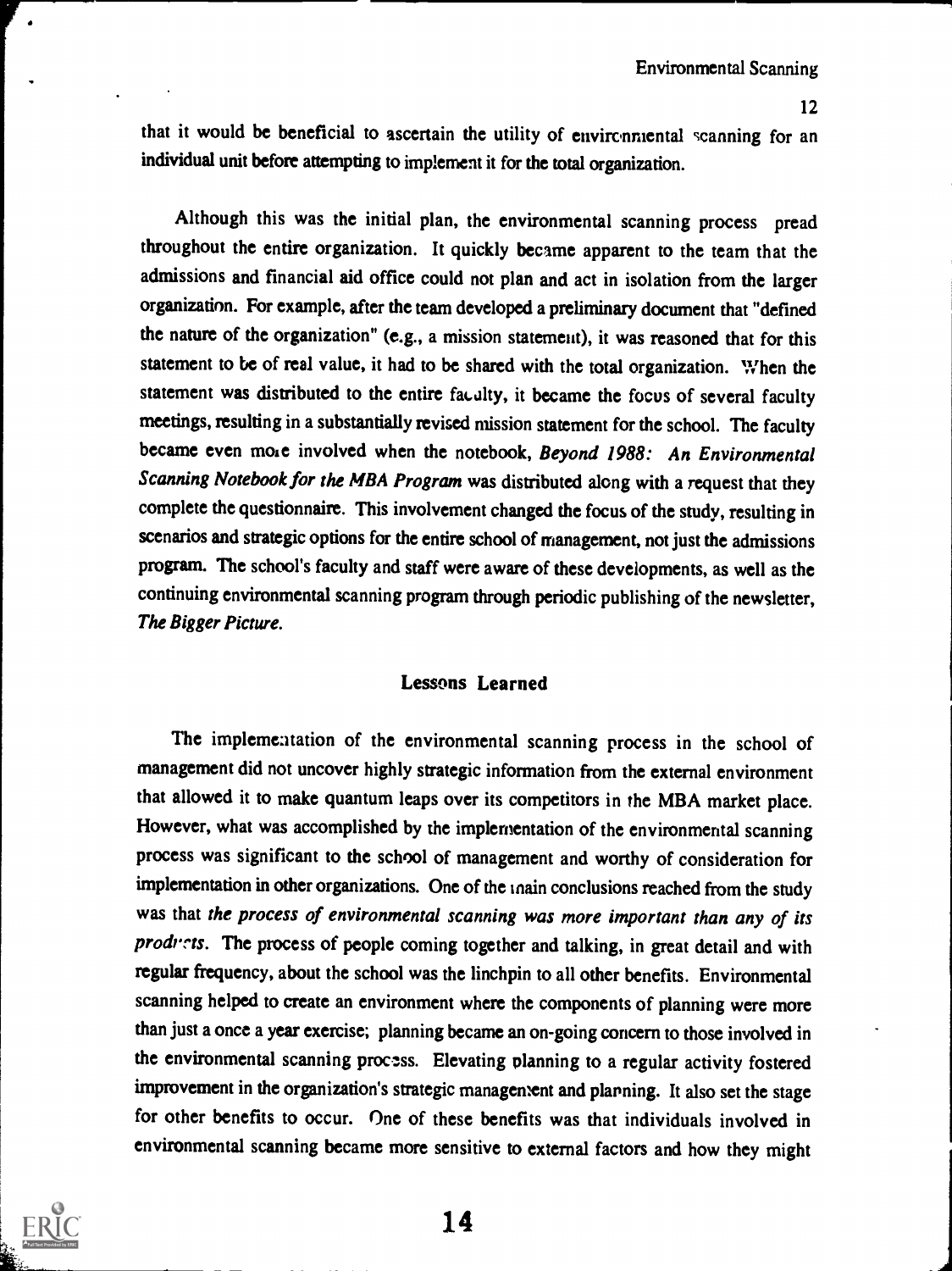that it would be beneficial to ascertain the utility of environmental scanning for an individual unit before attempting to implement it for the total organization.

Although this was the initial plan, the environmental scanning process pread throughout the entire organization. It quickly became apparent to the team that the admissions and financial aid office could not plan and act in isolation from the larger organization. For example, after the team developed a preliminary document that "defined the nature of the organization" (e.g., a mission statement), it was reasoned that for this statement to be of real value, it had to be shared with the total organization. When the statement was distributed to the entire faculty, it became the focus of several faculty meetings, resulting in a substantially revised mission statement for the school. The faculty became even more involved when the notebook, *Beyond 1988: An Environmental Scanning Notebook for the MBA Program* was distributed along with a request that they complete the questionnaire. This involvement changed the focus of the study, resulting in scenarios and strategic options for the entire school of management, not just the admissions program. The school's faculty and staff were aware of these developments, as well as the continuing environmental scanning program through periodic publishing of the newsletter, *The Bigger Picture*.

## Lessons Learned

The implementation of the environmental scanning process in the school of management did not uncover highly strategic information from the external environment that allowed it to make quantum leaps over its competitors in the MBA market place. However, what was accomplished by the implementation of the environmental scanning process was significant to the school of management and worthy of consideration for implementation in other organizations. One of the main conclusions reached from the study was that *the process of environmental scanning was more important than any of its products*. The process of people coming together and talking, in great detail and with regular frequency, about the school was the linchpin to all other benefits. Environmental scanning helped to create an environment where the components of planning were more than just a once a year exercise; planning became an on-going concern to those involved in the environmental scanning process. Elevating planning to a regular activity fostered improvement in the organization's strategic management and planning. It also set the stage for other benefits to occur. One of these benefits was that individuals involved in environmental scanning became more sensitive to external factors and how they might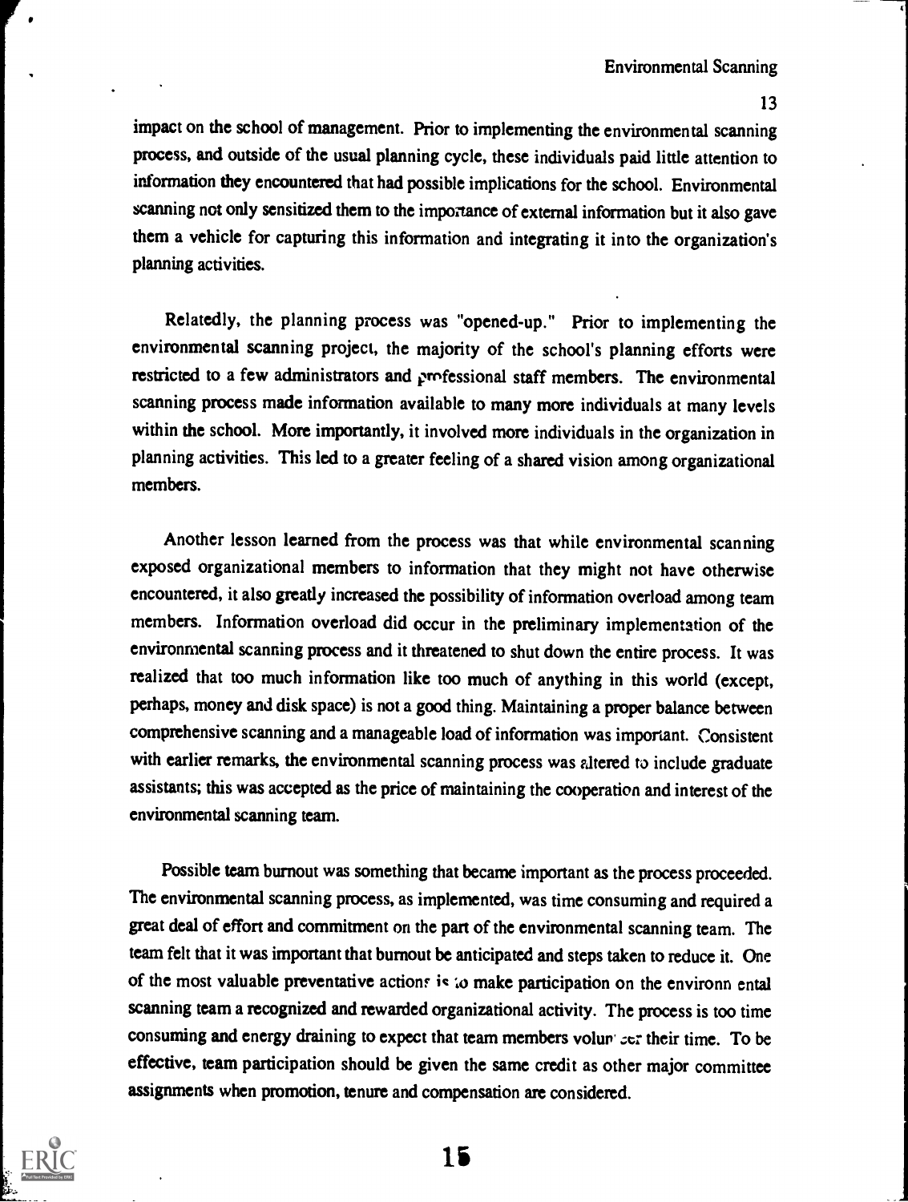impact on the school of management. Prior to implementing the environmental scanning process, and outside of the usual planning cycle, these individuals paid little attention to information they encountered that had possible implications for the school. Environmental scanning not only sensitized them to the importance of external information but it also gave them a vehicle for capturing this information and integrating it into the organization's planning activities.

Relatedly, the planning process was "opened-up." Prior to implementing the environmental scanning project, the majority of the school's planning efforts were restricted to a few administrators and professional staff members. The environmental scanning process made information available to many more individuals at many levels within the school. More importantly, it involved more individuals in the organization in planning activities. This led to a greater feeling of a shared vision among organizational members.

Another lesson learned from the process was that while environmental scanning exposed organizational members to information that they might not have otherwise encountered, it also greatly increased the possibility of information overload among team members. Information overload did occur in the preliminary implementation of the environmental scanning process and it threatened to shut down the entire process. It was realized that too much information like too much of anything in this world (except, perhaps, money and disk space) is not a good thing. Maintaining a proper balance between comprehensive scanning and a manageable load of information was important. Consistent with earlier remarks, the environmental scanning process was altered to include graduate assistants; this was accepted as the price of maintaining the cooperation and interest of the environmental scanning team.

Possible team burnout was something that became important as the process proceeded. The environmental scanning process, as implemented, was time consuming and required a great deal of effort and commitment on the part of the environmental scanning team. The team felt that it was important that burnout be anticipated and steps taken to reduce it. One of the most valuable preventative actions is to make participation on the environmental scanning team a recognized and rewarded organizational activity. The process is too time consuming and energy draining to expect that team members volunteer their time. To be effective, team participation should be given the same credit as other major committee assignments when promotion, tenure and compensation are considered.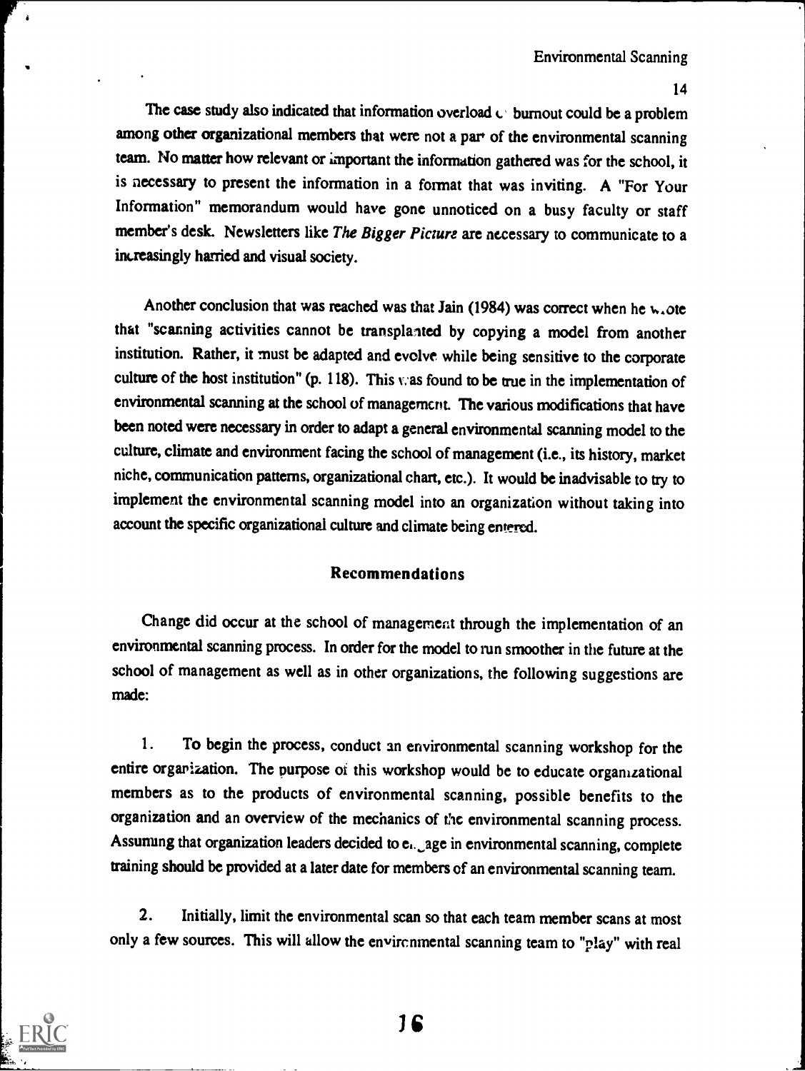The case study also indicated that information overload or burnout could be a problem among other organizational members that were not a part of the environmental scanning team. No matter how relevant or important the information gathered was for the school, it is necessary to present the information in a format that was inviting. A "For Your Information" memorandum would have gone unnoticed on a busy faculty or staff member's desk. Newsletters like *The Bigger Picture* are necessary to communicate to a increasingly harried and visual society.

Another conclusion that was reached was that Jain (1984) was correct when he wrote that "scanning activities cannot be transplanted by copying a model from another institution. Rather, it must be adapted and evolve while being sensitive to the corporate culture of the host institution" (p. 118). This was found to be true in the implementation of environmental scanning at the school of management. The various modifications that have been noted were necessary in order to adapt a general environmental scanning model to the culture, climate and environment facing the school of management (i.e., its history, market niche, communication patterns, organizational chart, etc.). It would be inadvisable to try to implement the environmental scanning model into an organization without taking into account the specific organizational culture and climate being entered.

## Recommendations

Change did occur at the school of management through the implementation of an environmental scanning process. In order for the model to run smoother in the future at the school of management as well as in other organizations, the following suggestions are made:

1. To begin the process, conduct an environmental scanning workshop for the entire organization. The purpose of this workshop would be to educate organizational members as to the products of environmental scanning, possible benefits to the organization and an overview of the mechanics of the environmental scanning process. Assuming that organization leaders decided to engage in environmental scanning, complete training should be provided at a later date for members of an environmental scanning team.

2. Initially, limit the environmental scan so that each team member scans at most only a few sources. This will allow the environmental scanning team to "play" with real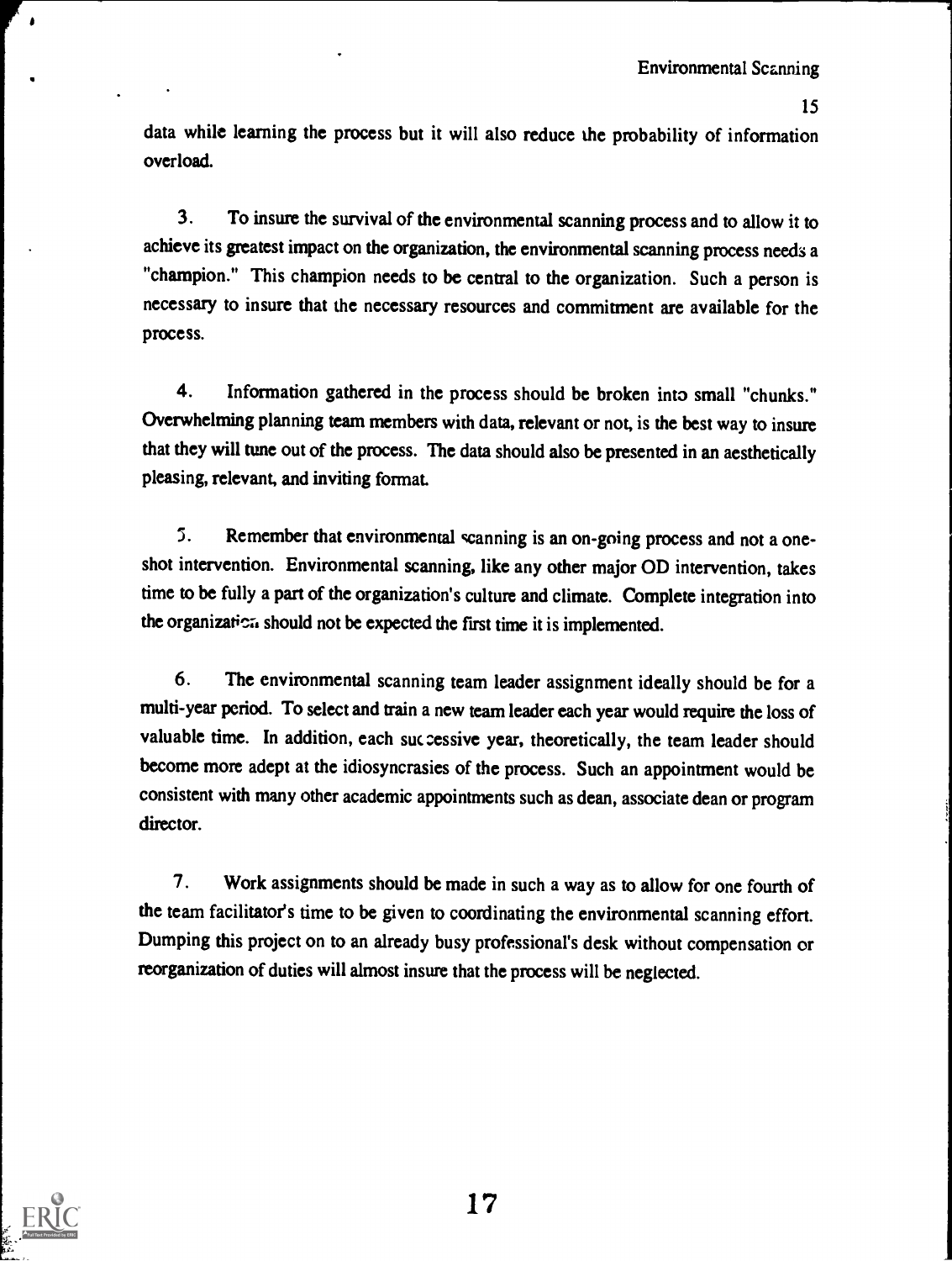data while learning the process but it will also reduce the probability of information overload.

3. To insure the survival of the environmental scanning process and to allow it to achieve its greatest impact on the organization, the environmental scanning process needs a "champion." This champion needs to be central to the organization. Such a person is necessary to insure that the necessary resources and commitment are available for the process.

4. Information gathered in the process should be broken into small "chunks." Overwhelming planning team members with data, relevant or not, is the best way to insure that they will tune out of the process. The data should also be presented in an aesthetically pleasing, relevant, and inviting format.

5. Remember that environmental scanning is an on-going process and not a one-shot intervention. Environmental scanning, like any other major OD intervention, takes time to be fully a part of the organization's culture and climate. Complete integration into the organization should not be expected the first time it is implemented.

6. The environmental scanning team leader assignment ideally should be for a multi-year period. To select and train a new team leader each year would require the loss of valuable time. In addition, each successive year, theoretically, the team leader should become more adept at the idiosyncrasies of the process. Such an appointment would be consistent with many other academic appointments such as dean, associate dean or program director.

7. Work assignments should be made in such a way as to allow for one fourth of the team facilitator's time to be given to coordinating the environmental scanning effort. Dumping this project on to an already busy professional's desk without compensation or reorganization of duties will almost insure that the process will be neglected.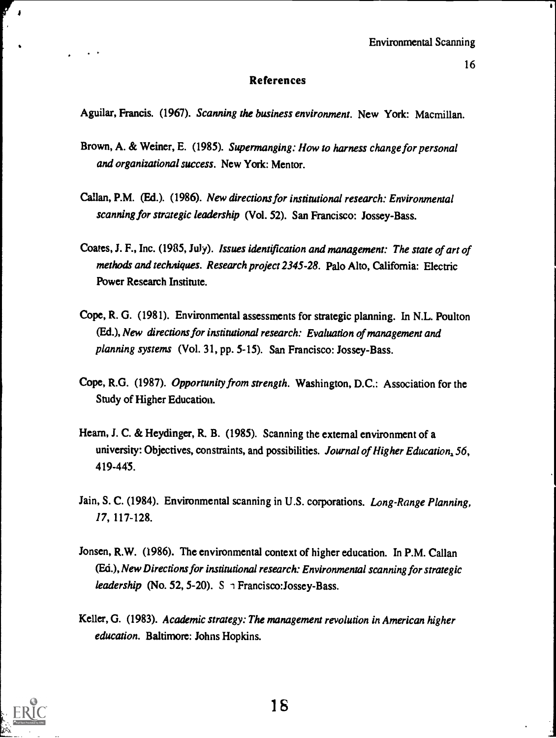## References

Aguilar, Francis. (1967). *Scanning the business environment*. New York: Macmillan.

Brown, A. & Weiner, E. (1985). *Supermanging: How to harness change for personal and organizational success*. New York: Mentor.

Callan, P.M. (Ed.). (1986). *New directions for institutional research: Environmental scanning for strategic leadership* (Vol. 52). San Francisco: Jossey-Bass.

Coates, J. F., Inc. (1985, July). *Issues identification and management: The state of art of methods and techniques. Research project 2345-28*. Palo Alto, California: Electric Power Research Institute.

Cope, R. G. (1981). Environmental assessments for strategic planning. In N.L. Poulton (Ed.), *New directions for institutional research: Evaluation of management and planning systems* (Vol. 31, pp. 5-15). San Francisco: Jossey-Bass.

Cope, R.G. (1987). *Opportunity from strength*. Washington, D.C.: Association for the Study of Higher Education.

Hearn, J. C. & Heydinger, R. B. (1985). Scanning the external environment of a university: Objectives, constraints, and possibilities. *Journal of Higher Education, 56*, 419-445.

Jain, S. C. (1984). Environmental scanning in U.S. corporations. *Long-Range Planning, 17*, 117-128.

Jonsen, R.W. (1986). The environmental context of higher education. In P.M. Callan (Ed.), *New Directions for institutional research: Environmental scanning for strategic leadership* (No. 52, 5-20). San Francisco:Jossey-Bass.

Keller, G. (1983). *Academic strategy: The management revolution in American higher education*. Baltimore: Johns Hopkins.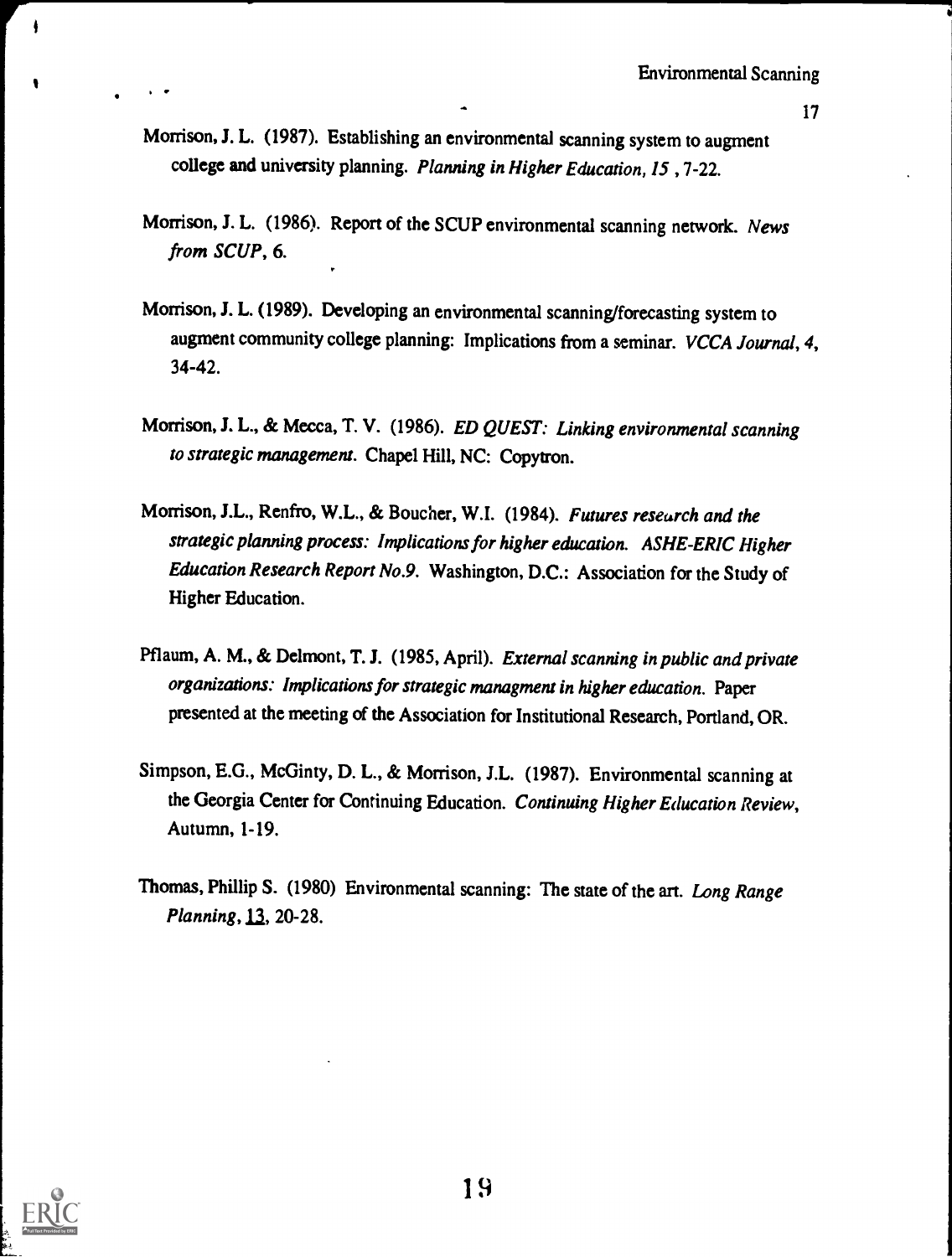Morrison, J. L. (1987). Establishing an environmental scanning system to augment college and university planning. *Planning in Higher Education, 15* , 7-22.

Morrison, J. L. (1986). Report of the SCUP environmental scanning network. *News from SCUP*, 6.

Morrison, J. L. (1989). Developing an environmental scanning/forecasting system to augment community college planning: Implications from a seminar. *VCCA Journal, 4*, 34-42.

Morrison, J. L., & Mecca, T. V. (1986). *ED QUEST: Linking environmental scanning to strategic management*. Chapel Hill, NC: Copytron.

Morrison, J.L., Renfro, W.L., & Boucher, W.I. (1984). *Futures research and the strategic planning process: Implications for higher education. ASHE-ERIC Higher Education Research Report No.9*. Washington, D.C.: Association for the Study of Higher Education.

Pflaum, A. M., & Delmont, T. J. (1985, April). *External scanning in public and private organizations: Implications for strategic managment in higher education*. Paper presented at the meeting of the Association for Institutional Research, Portland, OR.

Simpson, E.G., McGinty, D. L., & Morrison, J.L. (1987). Environmental scanning at the Georgia Center for Continuing Education. *Continuing Higher Education Review*, Autumn, 1-19.

Thomas, Phillip S. (1980) Environmental scanning: The state of the art. *Long Range Planning*, 13, 20-28.